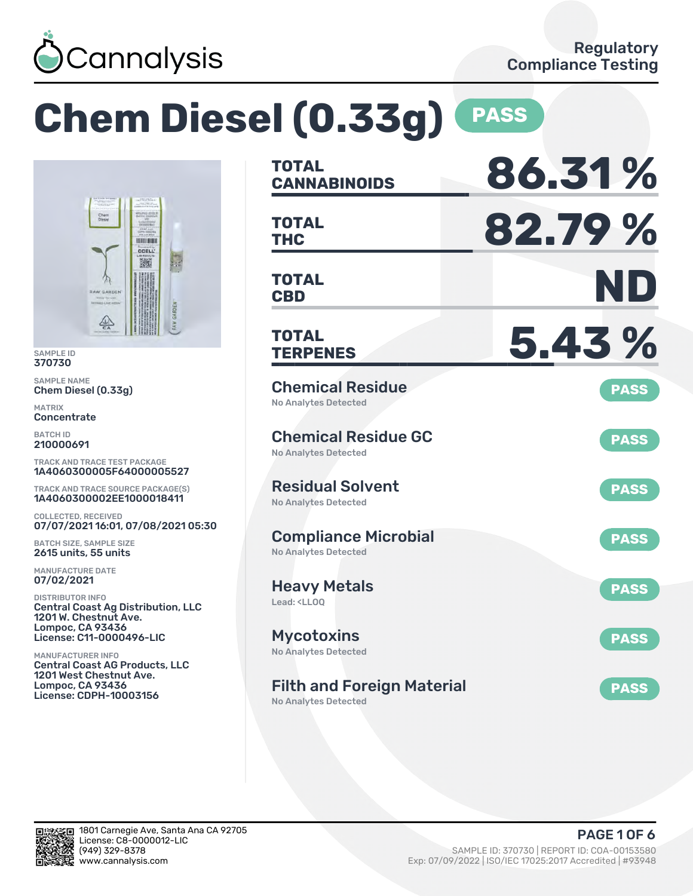Cannalysis

Regulatory Compliance Testing

# Chem Diesel (0.33g) PASS

SAMPLE ID
370730

SAMPLE NAME
Chem Diesel (0.33g)

MATRIX
Concentrate

BATCH ID
210000691

TRACK AND TRACE TEST PACKAGE
1A4060300005F64000005527

TRACK AND TRACE SOURCE PACKAGE(S)
1A4060300002EE1000018411

COLLECTED, RECEIVED
07/07/2021 16:01, 07/08/2021 05:30

BATCH SIZE, SAMPLE SIZE
2615 units, 55 units

MANUFACTURE DATE
07/02/2021

DISTRIBUTOR INFO
Central Coast Ag Distribution, LLC
1201 W. Chestnut Ave.
Lompoc, CA 93436
License: C11-0000496-LIC

MANUFACTURER INFO
Central Coast AG Products, LLC
1201 West Chestnut Ave.
Lompoc, CA 93436
License: CDPH-10003156

| | |
|---|---|
| **TOTAL CANNABINOIDS** | **86.31 %** |
| **TOTAL THC** | **82.79 %** |
| **TOTAL CBD** | **ND** |
| **TOTAL TERPENES** | **5.43 %** |

| Test | Result | Status |
|---|---|---|
| Chemical Residue | No Analytes Detected | PASS |
| Chemical Residue GC | No Analytes Detected | PASS |
| Residual Solvent | No Analytes Detected | PASS |
| Compliance Microbial | No Analytes Detected | PASS |
| Heavy Metals | Lead: <LLOQ | PASS |
| Mycotoxins | No Analytes Detected | PASS |
| Filth and Foreign Material | No Analytes Detected | PASS |

1801 Carnegie Ave, Santa Ana CA 92705
License: C8-0000012-LIC
(949) 329-8378
www.cannalysis.com

SAMPLE ID: 370730 | REPORT ID: COA-00153580
Exp: 07/09/2022 | ISO/IEC 17025:2017 Accredited | #93948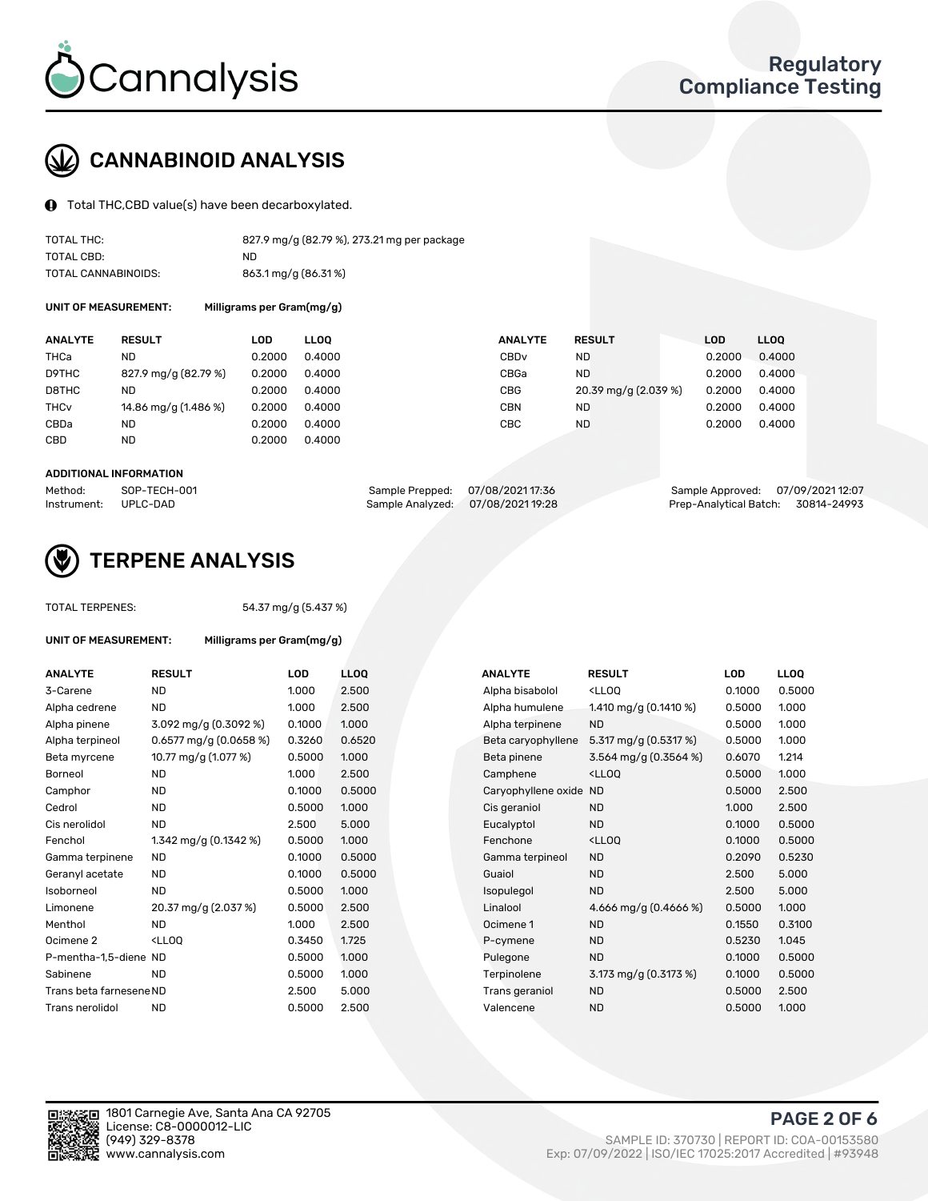# CANNABINOID ANALYSIS

Total THC,CBD value(s) have been decarboxylated.

| | |
|---|---|
| TOTAL THC: | 827.9 mg/g (82.79 %), 273.21 mg per package |
| TOTAL CBD: | ND |
| TOTAL CANNABINOIDS: | 863.1 mg/g (86.31 %) |

**UNIT OF MEASUREMENT:** Milligrams per Gram(mg/g)

| ANALYTE | RESULT | LOD | LLOQ | ANALYTE | RESULT | LOD | LLOQ |
|---|---|---|---|---|---|---|---|
| THCa | ND | 0.2000 | 0.4000 | CBDv | ND | 0.2000 | 0.4000 |
| D9THC | 827.9 mg/g (82.79 %) | 0.2000 | 0.4000 | CBGa | ND | 0.2000 | 0.4000 |
| D8THC | ND | 0.2000 | 0.4000 | CBG | 20.39 mg/g (2.039 %) | 0.2000 | 0.4000 |
| THCv | 14.86 mg/g (1.486 %) | 0.2000 | 0.4000 | CBN | ND | 0.2000 | 0.4000 |
| CBDa | ND | 0.2000 | 0.4000 | CBC | ND | 0.2000 | 0.4000 |
| CBD | ND | 0.2000 | 0.4000 | | | | |

**ADDITIONAL INFORMATION**

| | | | | | |
|---|---|---|---|---|---|
| Method: | SOP-TECH-001 | Sample Prepped: | 07/08/2021 17:36 | Sample Approved: | 07/09/2021 12:07 |
| Instrument: | UPLC-DAD | Sample Analyzed: | 07/08/2021 19:28 | Prep-Analytical Batch: | 30814-24993 |

# TERPENE ANALYSIS

TOTAL TERPENES: 54.37 mg/g (5.437 %)

**UNIT OF MEASUREMENT:** Milligrams per Gram(mg/g)

| ANALYTE | RESULT | LOD | LLOQ | ANALYTE | RESULT | LOD | LLOQ |
|---|---|---|---|---|---|---|---|
| 3-Carene | ND | 1.000 | 2.500 | Alpha bisabolol | <LLOQ | 0.1000 | 0.5000 |
| Alpha cedrene | ND | 1.000 | 2.500 | Alpha humulene | 1.410 mg/g (0.1410 %) | 0.5000 | 1.000 |
| Alpha pinene | 3.092 mg/g (0.3092 %) | 0.1000 | 1.000 | Alpha terpinene | ND | 0.5000 | 1.000 |
| Alpha terpineol | 0.6577 mg/g (0.0658 %) | 0.3260 | 0.6520 | Beta caryophyllene | 5.317 mg/g (0.5317 %) | 0.5000 | 1.000 |
| Beta myrcene | 10.77 mg/g (1.077 %) | 0.5000 | 1.000 | Beta pinene | 3.564 mg/g (0.3564 %) | 0.6070 | 1.214 |
| Borneol | ND | 1.000 | 2.500 | Camphene | <LLOQ | 0.5000 | 1.000 |
| Camphor | ND | 0.1000 | 0.5000 | Caryophyllene oxide | ND | 0.5000 | 2.500 |
| Cedrol | ND | 0.5000 | 1.000 | Cis geraniol | ND | 1.000 | 2.500 |
| Cis nerolidol | ND | 2.500 | 5.000 | Eucalyptol | ND | 0.1000 | 0.5000 |
| Fenchol | 1.342 mg/g (0.1342 %) | 0.5000 | 1.000 | Fenchone | <LLOQ | 0.1000 | 0.5000 |
| Gamma terpinene | ND | 0.1000 | 0.5000 | Gamma terpineol | ND | 0.2090 | 0.5230 |
| Geranyl acetate | ND | 0.1000 | 0.5000 | Guaiol | ND | 2.500 | 5.000 |
| Isoborneol | ND | 0.5000 | 1.000 | Isopulegol | ND | 2.500 | 5.000 |
| Limonene | 20.37 mg/g (2.037 %) | 0.5000 | 2.500 | Linalool | 4.666 mg/g (0.4666 %) | 0.5000 | 1.000 |
| Menthol | ND | 1.000 | 2.500 | Ocimene 1 | ND | 0.1550 | 0.3100 |
| Ocimene 2 | <LLOQ | 0.3450 | 1.725 | P-cymene | ND | 0.5230 | 1.045 |
| P-mentha-1,5-diene | ND | 0.5000 | 1.000 | Pulegone | ND | 0.1000 | 0.5000 |
| Sabinene | ND | 0.5000 | 1.000 | Terpinolene | 3.173 mg/g (0.3173 %) | 0.1000 | 0.5000 |
| Trans beta farnesene | ND | 2.500 | 5.000 | Trans geraniol | ND | 0.5000 | 2.500 |
| Trans nerolidol | ND | 0.5000 | 2.500 | Valencene | ND | 0.5000 | 1.000 |

1801 Carnegie Ave, Santa Ana CA 92705
License: C8-0000012-LIC
(949) 329-8378
www.cannalysis.com

SAMPLE ID: 370730 | REPORT ID: COA-00153580
Exp: 07/09/2022 | ISO/IEC 17025:2017 Accredited | #93948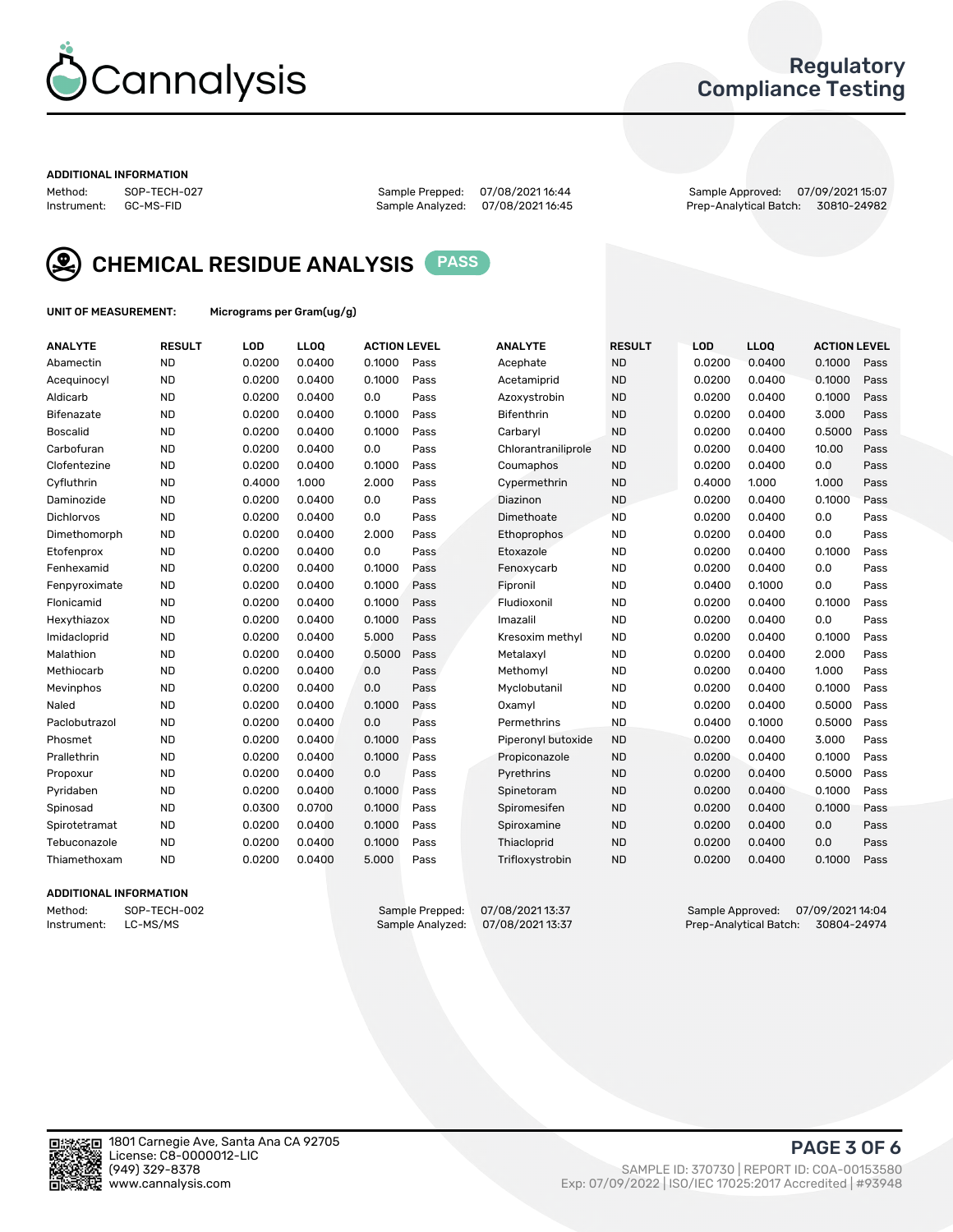Cannalysis

Regulatory Compliance Testing

**ADDITIONAL INFORMATION**

Method: SOP-TECH-027
Instrument: GC-MS-FID

Sample Prepped: 07/08/2021 16:44
Sample Analyzed: 07/08/2021 16:45

Sample Approved: 07/09/2021 15:07
Prep-Analytical Batch: 30810-24982

## CHEMICAL RESIDUE ANALYSIS PASS

**UNIT OF MEASUREMENT:** Micrograms per Gram(ug/g)

| ANALYTE | RESULT | LOD | LLOQ | ACTION LEVEL | | ANALYTE | RESULT | LOD | LLOQ | ACTION LEVEL | |
|---|---|---|---|---|---|---|---|---|---|---|---|
| Abamectin | ND | 0.0200 | 0.0400 | 0.1000 | Pass | Acephate | ND | 0.0200 | 0.0400 | 0.1000 | Pass |
| Acequinocyl | ND | 0.0200 | 0.0400 | 0.1000 | Pass | Acetamiprid | ND | 0.0200 | 0.0400 | 0.1000 | Pass |
| Aldicarb | ND | 0.0200 | 0.0400 | 0.0 | Pass | Azoxystrobin | ND | 0.0200 | 0.0400 | 0.1000 | Pass |
| Bifenazate | ND | 0.0200 | 0.0400 | 0.1000 | Pass | Bifenthrin | ND | 0.0200 | 0.0400 | 3.000 | Pass |
| Boscalid | ND | 0.0200 | 0.0400 | 0.1000 | Pass | Carbaryl | ND | 0.0200 | 0.0400 | 0.5000 | Pass |
| Carbofuran | ND | 0.0200 | 0.0400 | 0.0 | Pass | Chlorantraniliprole | ND | 0.0200 | 0.0400 | 10.00 | Pass |
| Clofentezine | ND | 0.0200 | 0.0400 | 0.1000 | Pass | Coumaphos | ND | 0.0200 | 0.0400 | 0.0 | Pass |
| Cyfluthrin | ND | 0.4000 | 1.000 | 2.000 | Pass | Cypermethrin | ND | 0.4000 | 1.000 | 1.000 | Pass |
| Daminozide | ND | 0.0200 | 0.0400 | 0.0 | Pass | Diazinon | ND | 0.0200 | 0.0400 | 0.1000 | Pass |
| Dichlorvos | ND | 0.0200 | 0.0400 | 0.0 | Pass | Dimethoate | ND | 0.0200 | 0.0400 | 0.0 | Pass |
| Dimethomorph | ND | 0.0200 | 0.0400 | 2.000 | Pass | Ethoprophos | ND | 0.0200 | 0.0400 | 0.0 | Pass |
| Etofenprox | ND | 0.0200 | 0.0400 | 0.0 | Pass | Etoxazole | ND | 0.0200 | 0.0400 | 0.1000 | Pass |
| Fenhexamid | ND | 0.0200 | 0.0400 | 0.1000 | Pass | Fenoxycarb | ND | 0.0200 | 0.0400 | 0.0 | Pass |
| Fenpyroximate | ND | 0.0200 | 0.0400 | 0.1000 | Pass | Fipronil | ND | 0.0400 | 0.1000 | 0.0 | Pass |
| Flonicamid | ND | 0.0200 | 0.0400 | 0.1000 | Pass | Fludioxonil | ND | 0.0200 | 0.0400 | 0.1000 | Pass |
| Hexythiazox | ND | 0.0200 | 0.0400 | 0.1000 | Pass | Imazalil | ND | 0.0200 | 0.0400 | 0.0 | Pass |
| Imidacloprid | ND | 0.0200 | 0.0400 | 5.000 | Pass | Kresoxim methyl | ND | 0.0200 | 0.0400 | 0.1000 | Pass |
| Malathion | ND | 0.0200 | 0.0400 | 0.5000 | Pass | Metalaxyl | ND | 0.0200 | 0.0400 | 2.000 | Pass |
| Methiocarb | ND | 0.0200 | 0.0400 | 0.0 | Pass | Methomyl | ND | 0.0200 | 0.0400 | 1.000 | Pass |
| Mevinphos | ND | 0.0200 | 0.0400 | 0.0 | Pass | Myclobutanil | ND | 0.0200 | 0.0400 | 0.1000 | Pass |
| Naled | ND | 0.0200 | 0.0400 | 0.1000 | Pass | Oxamyl | ND | 0.0200 | 0.0400 | 0.5000 | Pass |
| Paclobutrazol | ND | 0.0200 | 0.0400 | 0.0 | Pass | Permethrins | ND | 0.0400 | 0.1000 | 0.5000 | Pass |
| Phosmet | ND | 0.0200 | 0.0400 | 0.1000 | Pass | Piperonyl butoxide | ND | 0.0200 | 0.0400 | 3.000 | Pass |
| Prallethrin | ND | 0.0200 | 0.0400 | 0.1000 | Pass | Propiconazole | ND | 0.0200 | 0.0400 | 0.1000 | Pass |
| Propoxur | ND | 0.0200 | 0.0400 | 0.0 | Pass | Pyrethrins | ND | 0.0200 | 0.0400 | 0.5000 | Pass |
| Pyridaben | ND | 0.0200 | 0.0400 | 0.1000 | Pass | Spinetoram | ND | 0.0200 | 0.0400 | 0.1000 | Pass |
| Spinosad | ND | 0.0300 | 0.0700 | 0.1000 | Pass | Spiromesifen | ND | 0.0200 | 0.0400 | 0.1000 | Pass |
| Spirotetramat | ND | 0.0200 | 0.0400 | 0.1000 | Pass | Spiroxamine | ND | 0.0200 | 0.0400 | 0.0 | Pass |
| Tebuconazole | ND | 0.0200 | 0.0400 | 0.1000 | Pass | Thiacloprid | ND | 0.0200 | 0.0400 | 0.0 | Pass |
| Thiamethoxam | ND | 0.0200 | 0.0400 | 5.000 | Pass | Trifloxystrobin | ND | 0.0200 | 0.0400 | 0.1000 | Pass |

**ADDITIONAL INFORMATION**

Method: SOP-TECH-002
Instrument: LC-MS/MS

Sample Prepped: 07/08/2021 13:37
Sample Analyzed: 07/08/2021 13:37

Sample Approved: 07/09/2021 14:04
Prep-Analytical Batch: 30804-24974

1801 Carnegie Ave, Santa Ana CA 92705
License: C8-0000012-LIC
(949) 329-8378
www.cannalysis.com

SAMPLE ID: 370730 | REPORT ID: COA-00153580
Exp: 07/09/2022 | ISO/IEC 17025:2017 Accredited | #93948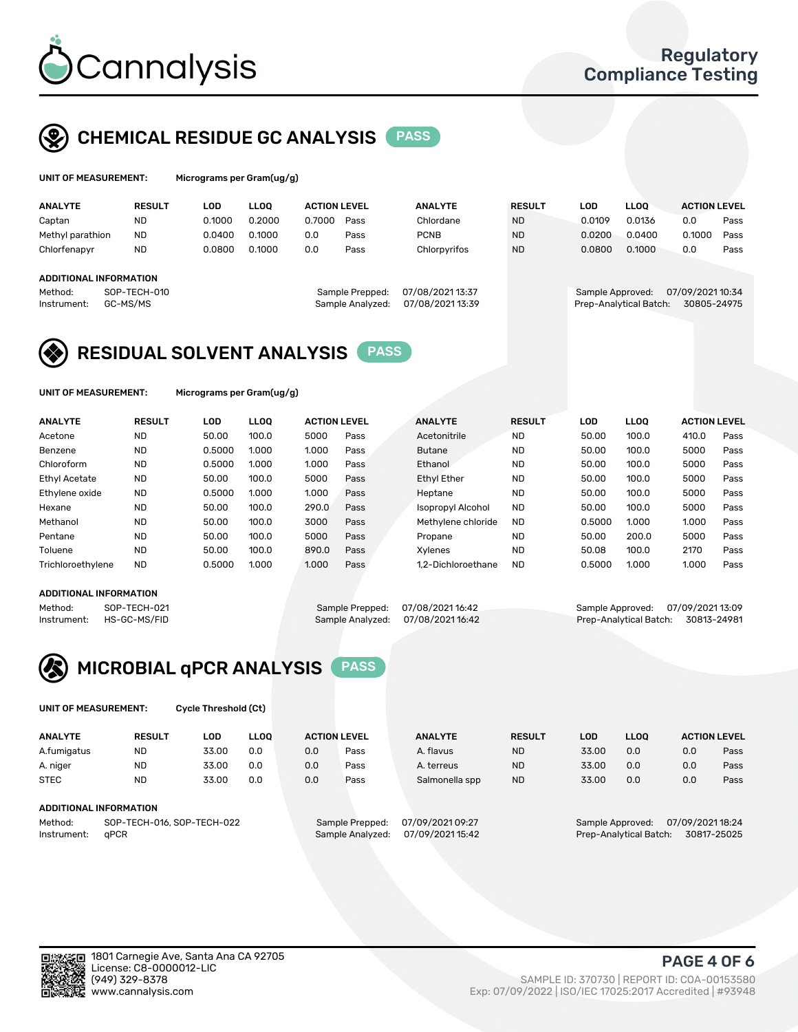## CHEMICAL RESIDUE GC ANALYSIS PASS

**UNIT OF MEASUREMENT:** Micrograms per Gram(ug/g)

| ANALYTE | RESULT | LOD | LLOQ | ACTION LEVEL | | ANALYTE | RESULT | LOD | LLOQ | ACTION LEVEL | |
|---|---|---|---|---|---|---|---|---|---|---|---|
| Captan | ND | 0.1000 | 0.2000 | 0.7000 | Pass | Chlordane | ND | 0.0109 | 0.0136 | 0.0 | Pass |
| Methyl parathion | ND | 0.0400 | 0.1000 | 0.0 | Pass | PCNB | ND | 0.0200 | 0.0400 | 0.1000 | Pass |
| Chlorfenapyr | ND | 0.0800 | 0.1000 | 0.0 | Pass | Chlorpyrifos | ND | 0.0800 | 0.1000 | 0.0 | Pass |

**ADDITIONAL INFORMATION**

Method: SOP-TECH-010
Instrument: GC-MS/MS
Sample Prepped: 07/08/2021 13:37
Sample Analyzed: 07/08/2021 13:39
Sample Approved: 07/09/2021 10:34
Prep-Analytical Batch: 30805-24975

## RESIDUAL SOLVENT ANALYSIS PASS

**UNIT OF MEASUREMENT:** Micrograms per Gram(ug/g)

| ANALYTE | RESULT | LOD | LLOQ | ACTION LEVEL | | ANALYTE | RESULT | LOD | LLOQ | ACTION LEVEL | |
|---|---|---|---|---|---|---|---|---|---|---|---|
| Acetone | ND | 50.00 | 100.0 | 5000 | Pass | Acetonitrile | ND | 50.00 | 100.0 | 410.0 | Pass |
| Benzene | ND | 0.5000 | 1.000 | 1.000 | Pass | Butane | ND | 50.00 | 100.0 | 5000 | Pass |
| Chloroform | ND | 0.5000 | 1.000 | 1.000 | Pass | Ethanol | ND | 50.00 | 100.0 | 5000 | Pass |
| Ethyl Acetate | ND | 50.00 | 100.0 | 5000 | Pass | Ethyl Ether | ND | 50.00 | 100.0 | 5000 | Pass |
| Ethylene oxide | ND | 0.5000 | 1.000 | 1.000 | Pass | Heptane | ND | 50.00 | 100.0 | 5000 | Pass |
| Hexane | ND | 50.00 | 100.0 | 290.0 | Pass | Isopropyl Alcohol | ND | 50.00 | 100.0 | 5000 | Pass |
| Methanol | ND | 50.00 | 100.0 | 3000 | Pass | Methylene chloride | ND | 0.5000 | 1.000 | 1.000 | Pass |
| Pentane | ND | 50.00 | 100.0 | 5000 | Pass | Propane | ND | 50.00 | 200.0 | 5000 | Pass |
| Toluene | ND | 50.00 | 100.0 | 890.0 | Pass | Xylenes | ND | 50.08 | 100.0 | 2170 | Pass |
| Trichloroethylene | ND | 0.5000 | 1.000 | 1.000 | Pass | 1,2-Dichloroethane | ND | 0.5000 | 1.000 | 1.000 | Pass |

**ADDITIONAL INFORMATION**

Method: SOP-TECH-021
Instrument: HS-GC-MS/FID
Sample Prepped: 07/08/2021 16:42
Sample Analyzed: 07/08/2021 16:42
Sample Approved: 07/09/2021 13:09
Prep-Analytical Batch: 30813-24981

## MICROBIAL qPCR ANALYSIS PASS

**UNIT OF MEASUREMENT:** Cycle Threshold (Ct)

| ANALYTE | RESULT | LOD | LLOQ | ACTION LEVEL | | ANALYTE | RESULT | LOD | LLOQ | ACTION LEVEL | |
|---|---|---|---|---|---|---|---|---|---|---|---|
| A.fumigatus | ND | 33.00 | 0.0 | 0.0 | Pass | A. flavus | ND | 33.00 | 0.0 | 0.0 | Pass |
| A. niger | ND | 33.00 | 0.0 | 0.0 | Pass | A. terreus | ND | 33.00 | 0.0 | 0.0 | Pass |
| STEC | ND | 33.00 | 0.0 | 0.0 | Pass | Salmonella spp | ND | 33.00 | 0.0 | 0.0 | Pass |

**ADDITIONAL INFORMATION**

Method: SOP-TECH-016, SOP-TECH-022
Instrument: qPCR
Sample Prepped: 07/09/2021 09:27
Sample Analyzed: 07/09/2021 15:42
Sample Approved: 07/09/2021 18:24
Prep-Analytical Batch: 30817-25025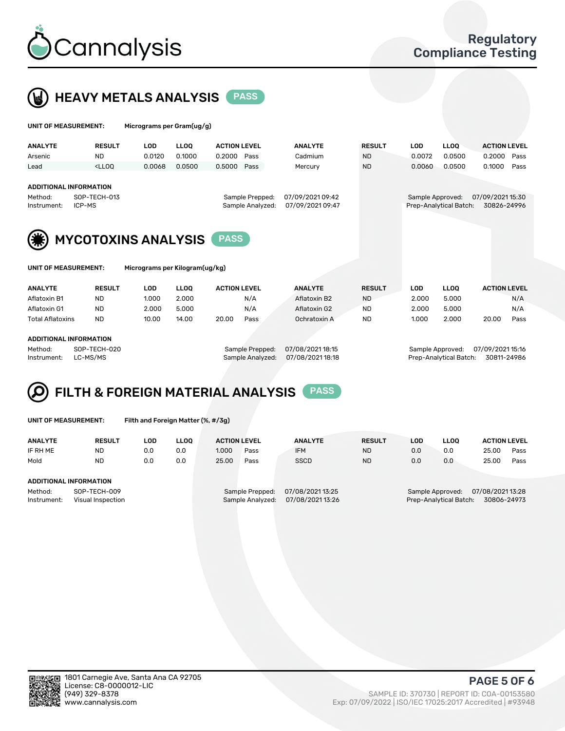# Cannalysis

Regulatory Compliance Testing

## HEAVY METALS ANALYSIS PASS

**UNIT OF MEASUREMENT:** Micrograms per Gram(ug/g)

| ANALYTE | RESULT | LOD | LLOQ | ACTION LEVEL | | ANALYTE | RESULT | LOD | LLOQ | ACTION LEVEL | |
|---|---|---|---|---|---|---|---|---|---|---|---|
| Arsenic | ND | 0.0120 | 0.1000 | 0.2000 | Pass | Cadmium | ND | 0.0072 | 0.0500 | 0.2000 | Pass |
| Lead | <LLOQ | 0.0068 | 0.0500 | 0.5000 | Pass | Mercury | ND | 0.0060 | 0.0500 | 0.1000 | Pass |

**ADDITIONAL INFORMATION**

Method: SOP-TECH-013
Instrument: ICP-MS
Sample Prepped: 07/09/2021 09:42
Sample Analyzed: 07/09/2021 09:47
Sample Approved: 07/09/2021 15:30
Prep-Analytical Batch: 30826-24996

## MYCOTOXINS ANALYSIS PASS

**UNIT OF MEASUREMENT:** Micrograms per Kilogram(ug/kg)

| ANALYTE | RESULT | LOD | LLOQ | ACTION LEVEL | | ANALYTE | RESULT | LOD | LLOQ | ACTION LEVEL | |
|---|---|---|---|---|---|---|---|---|---|---|---|
| Aflatoxin B1 | ND | 1.000 | 2.000 | | N/A | Aflatoxin B2 | ND | 2.000 | 5.000 | | N/A |
| Aflatoxin G1 | ND | 2.000 | 5.000 | | N/A | Aflatoxin G2 | ND | 2.000 | 5.000 | | N/A |
| Total Aflatoxins | ND | 10.00 | 14.00 | 20.00 | Pass | Ochratoxin A | ND | 1.000 | 2.000 | 20.00 | Pass |

**ADDITIONAL INFORMATION**

Method: SOP-TECH-020
Instrument: LC-MS/MS
Sample Prepped: 07/08/2021 18:15
Sample Analyzed: 07/08/2021 18:18
Sample Approved: 07/09/2021 15:16
Prep-Analytical Batch: 30811-24986

## FILTH & FOREIGN MATERIAL ANALYSIS PASS

**UNIT OF MEASUREMENT:** Filth and Foreign Matter (%, #/3g)

| ANALYTE | RESULT | LOD | LLOQ | ACTION LEVEL | | ANALYTE | RESULT | LOD | LLOQ | ACTION LEVEL | |
|---|---|---|---|---|---|---|---|---|---|---|---|
| IF RH ME | ND | 0.0 | 0.0 | 1.000 | Pass | IFM | ND | 0.0 | 0.0 | 25.00 | Pass |
| Mold | ND | 0.0 | 0.0 | 25.00 | Pass | SSCD | ND | 0.0 | 0.0 | 25.00 | Pass |

**ADDITIONAL INFORMATION**

Method: SOP-TECH-009
Instrument: Visual Inspection
Sample Prepped: 07/08/2021 13:25
Sample Analyzed: 07/08/2021 13:26
Sample Approved: 07/08/2021 13:28
Prep-Analytical Batch: 30806-24973

1801 Carnegie Ave, Santa Ana CA 92705
License: C8-0000012-LIC
(949) 329-8378
www.cannalysis.com

SAMPLE ID: 370730 | REPORT ID: COA-00153580
Exp: 07/09/2022 | ISO/IEC 17025:2017 Accredited | #93948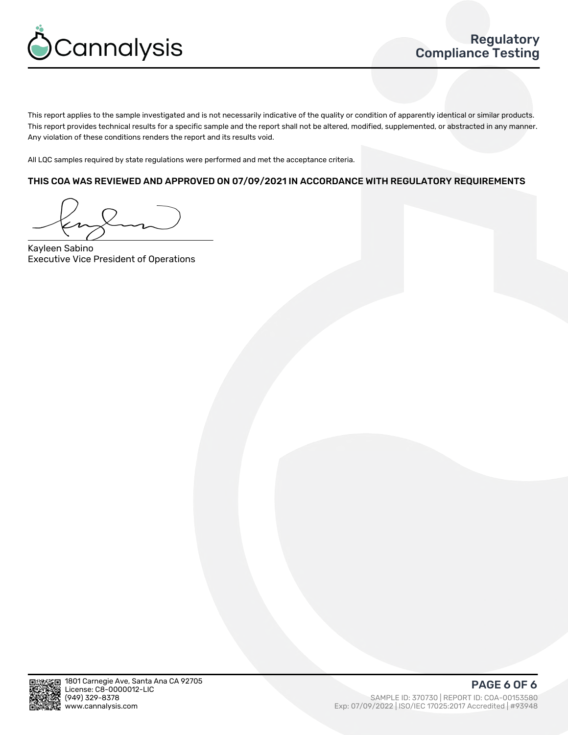This report applies to the sample investigated and is not necessarily indicative of the quality or condition of apparently identical or similar products. This report provides technical results for a specific sample and the report shall not be altered, modified, supplemented, or abstracted in any manner. Any violation of these conditions renders the report and its results void.

All LQC samples required by state regulations were performed and met the acceptance criteria.

**THIS COA WAS REVIEWED AND APPROVED ON 07/09/2021 IN ACCORDANCE WITH REGULATORY REQUIREMENTS**

Kayleen Sabino
Executive Vice President of Operations